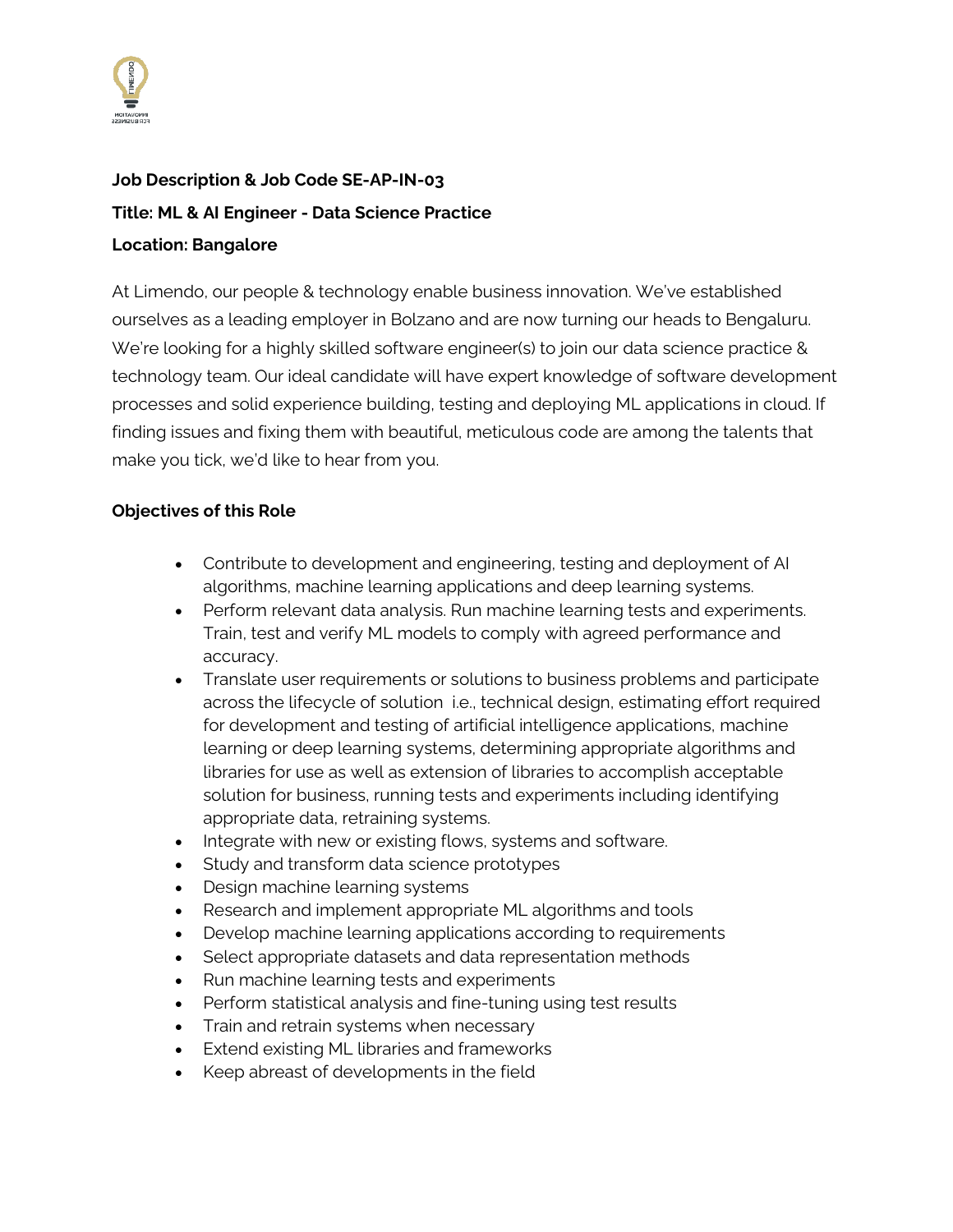**Job Description & Job Code SE-AP-IN-03**

**Title: ML & AI Engineer - Data Science Practice**

**Location: Bangalore**

At Limendo, our people & technology enable business innovation. We've established ourselves as a leading employer in Bolzano and are now turning our heads to Bengaluru. We're looking for a highly skilled software engineer(s) to join our data science practice & technology team. Our ideal candidate will have expert knowledge of software development processes and solid experience building, testing and deploying ML applications in cloud. If finding issues and fixing them with beautiful, meticulous code are among the talents that make you tick, we'd like to hear from you.

**Objectives of this Role**

- Contribute to development and engineering, testing and deployment of AI algorithms, machine learning applications and deep learning systems.
- Perform relevant data analysis. Run machine learning tests and experiments. Train, test and verify ML models to comply with agreed performance and accuracy.
- Translate user requirements or solutions to business problems and participate across the lifecycle of solution i.e., technical design, estimating effort required for development and testing of artificial intelligence applications, machine learning or deep learning systems, determining appropriate algorithms and libraries for use as well as extension of libraries to accomplish acceptable solution for business, running tests and experiments including identifying appropriate data, retraining systems.
- Integrate with new or existing flows, systems and software.
- Study and transform data science prototypes
- Design machine learning systems
- Research and implement appropriate ML algorithms and tools
- Develop machine learning applications according to requirements
- Select appropriate datasets and data representation methods
- Run machine learning tests and experiments
- Perform statistical analysis and fine-tuning using test results
- Train and retrain systems when necessary
- Extend existing ML libraries and frameworks
- Keep abreast of developments in the field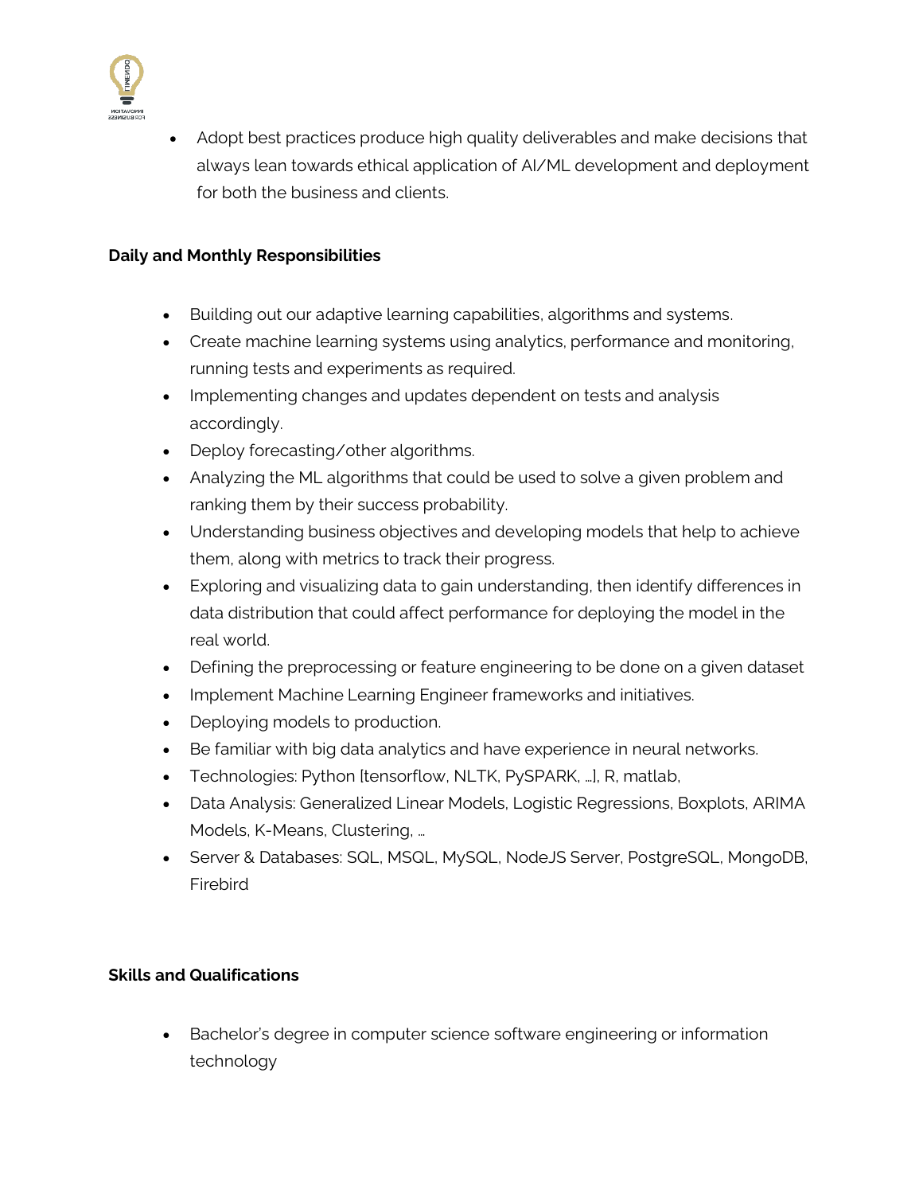- Adopt best practices produce high quality deliverables and make decisions that always lean towards ethical application of AI/ML development and deployment for both the business and clients.

**Daily and Monthly Responsibilities**

- Building out our adaptive learning capabilities, algorithms and systems.
- Create machine learning systems using analytics, performance and monitoring, running tests and experiments as required.
- Implementing changes and updates dependent on tests and analysis accordingly.
- Deploy forecasting/other algorithms.
- Analyzing the ML algorithms that could be used to solve a given problem and ranking them by their success probability.
- Understanding business objectives and developing models that help to achieve them, along with metrics to track their progress.
- Exploring and visualizing data to gain understanding, then identify differences in data distribution that could affect performance for deploying the model in the real world.
- Defining the preprocessing or feature engineering to be done on a given dataset
- Implement Machine Learning Engineer frameworks and initiatives.
- Deploying models to production.
- Be familiar with big data analytics and have experience in neural networks.
- Technologies: Python [tensorflow, NLTK, PySPARK, …], R, matlab,
- Data Analysis: Generalized Linear Models, Logistic Regressions, Boxplots, ARIMA Models, K-Means, Clustering, …
- Server & Databases: SQL, MSQL, MySQL, NodeJS Server, PostgreSQL, MongoDB, Firebird

**Skills and Qualifications**

- Bachelor's degree in computer science software engineering or information technology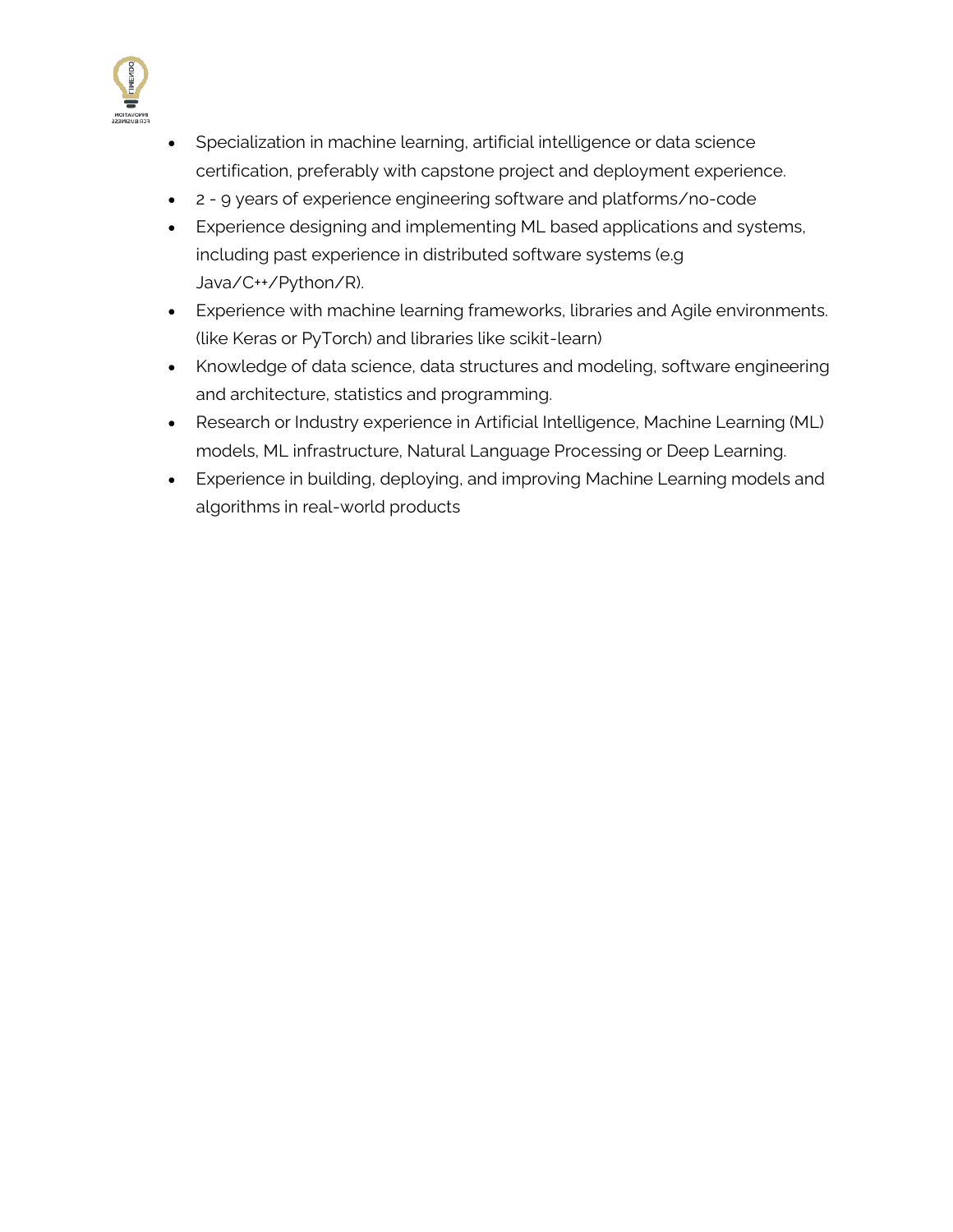- Specialization in machine learning, artificial intelligence or data science certification, preferably with capstone project and deployment experience.
- 2 - 9 years of experience engineering software and platforms/no-code
- Experience designing and implementing ML based applications and systems, including past experience in distributed software systems (e.g Java/C++/Python/R).
- Experience with machine learning frameworks, libraries and Agile environments. (like Keras or PyTorch) and libraries like scikit-learn)
- Knowledge of data science, data structures and modeling, software engineering and architecture, statistics and programming.
- Research or Industry experience in Artificial Intelligence, Machine Learning (ML) models, ML infrastructure, Natural Language Processing or Deep Learning.
- Experience in building, deploying, and improving Machine Learning models and algorithms in real-world products